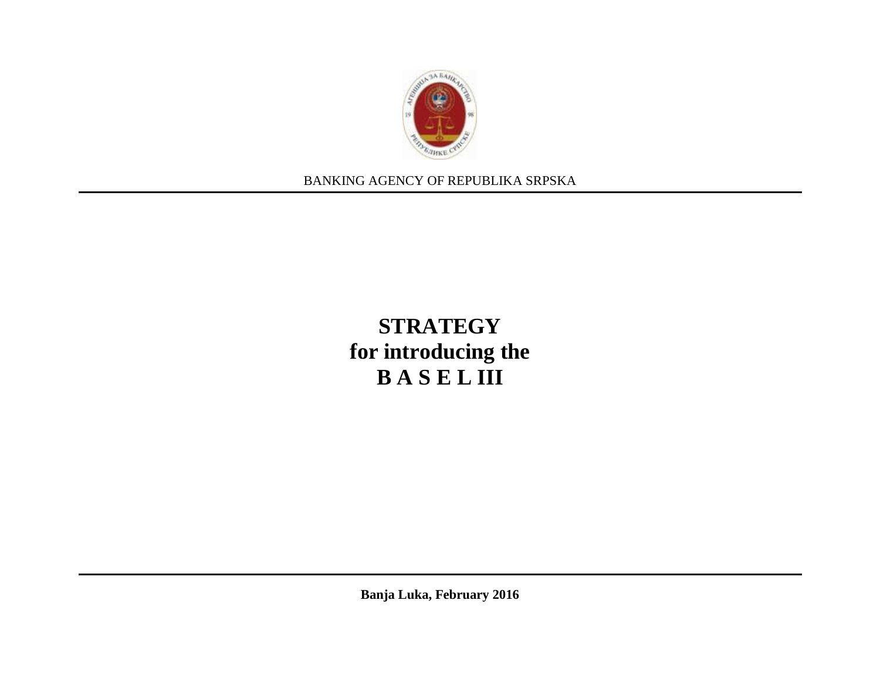BANKING AGENCY OF REPUBLIKA SRPSKA

# STRATEGY
# for introducing the
# B A S E L III

**Banja Luka, February 2016**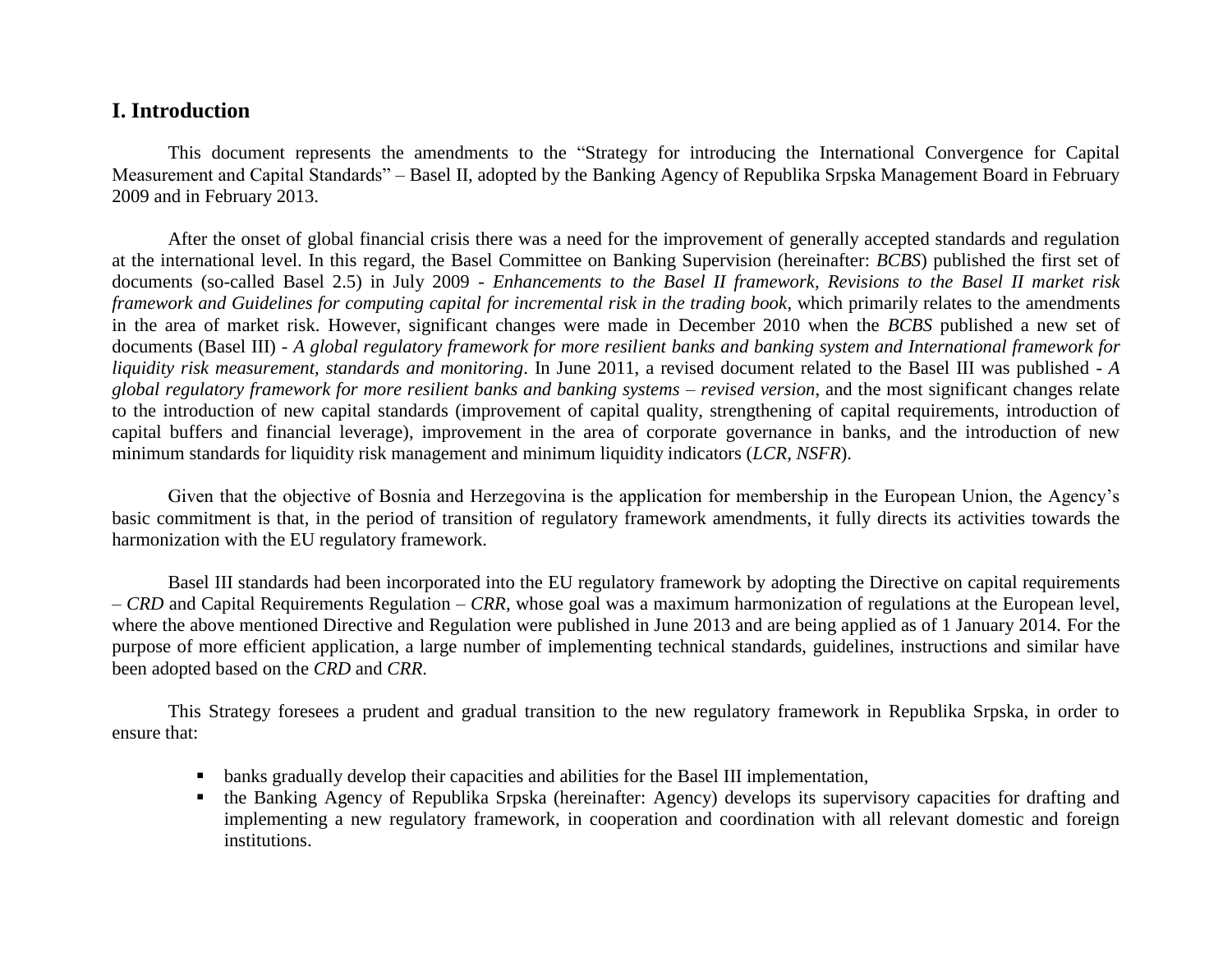## I. Introduction

This document represents the amendments to the "Strategy for introducing the International Convergence for Capital Measurement and Capital Standards" – Basel II, adopted by the Banking Agency of Republika Srpska Management Board in February 2009 and in February 2013.

After the onset of global financial crisis there was a need for the improvement of generally accepted standards and regulation at the international level. In this regard, the Basel Committee on Banking Supervision (hereinafter: *BCBS*) published the first set of documents (so-called Basel 2.5) in July 2009 - *Enhancements to the Basel II framework, Revisions to the Basel II market risk framework and Guidelines for computing capital for incremental risk in the trading book*, which primarily relates to the amendments in the area of market risk. However, significant changes were made in December 2010 when the *BCBS* published a new set of documents (Basel III) - *A global regulatory framework for more resilient banks and banking system and International framework for liquidity risk measurement, standards and monitoring*. In June 2011, a revised document related to the Basel III was published - *A global regulatory framework for more resilient banks and banking systems – revised version*, and the most significant changes relate to the introduction of new capital standards (improvement of capital quality, strengthening of capital requirements, introduction of capital buffers and financial leverage), improvement in the area of corporate governance in banks, and the introduction of new minimum standards for liquidity risk management and minimum liquidity indicators (*LCR, NSFR*).

Given that the objective of Bosnia and Herzegovina is the application for membership in the European Union, the Agency's basic commitment is that, in the period of transition of regulatory framework amendments, it fully directs its activities towards the harmonization with the EU regulatory framework.

Basel III standards had been incorporated into the EU regulatory framework by adopting the Directive on capital requirements – *CRD* and Capital Requirements Regulation – *CRR*, whose goal was a maximum harmonization of regulations at the European level, where the above mentioned Directive and Regulation were published in June 2013 and are being applied as of 1 January 2014. For the purpose of more efficient application, a large number of implementing technical standards, guidelines, instructions and similar have been adopted based on the *CRD* and *CRR*.

This Strategy foresees a prudent and gradual transition to the new regulatory framework in Republika Srpska, in order to ensure that:

- banks gradually develop their capacities and abilities for the Basel III implementation,
- the Banking Agency of Republika Srpska (hereinafter: Agency) develops its supervisory capacities for drafting and implementing a new regulatory framework, in cooperation and coordination with all relevant domestic and foreign institutions.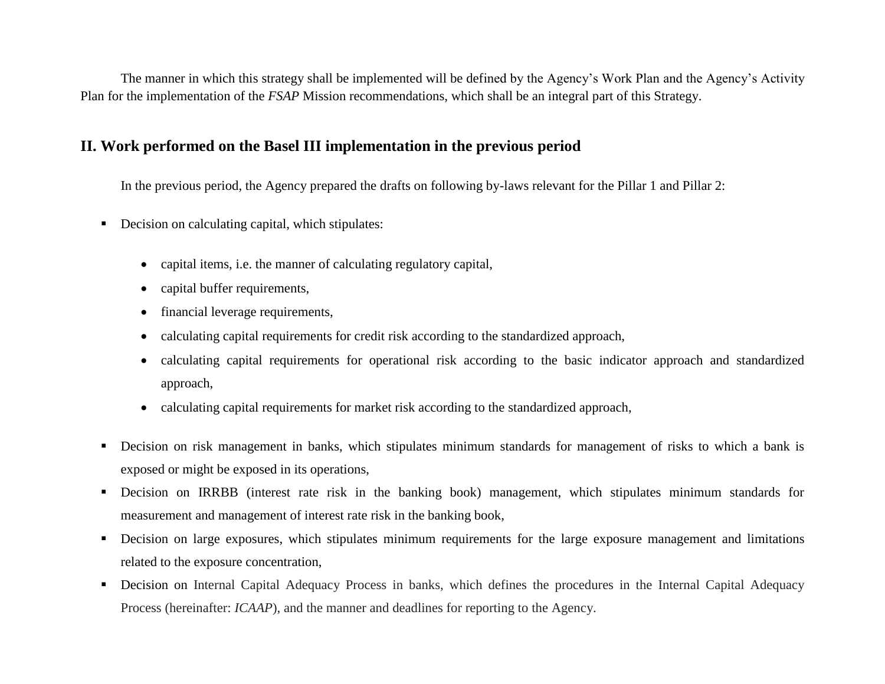The manner in which this strategy shall be implemented will be defined by the Agency's Work Plan and the Agency's Activity Plan for the implementation of the *FSAP* Mission recommendations, which shall be an integral part of this Strategy.

## II. Work performed on the Basel III implementation in the previous period

In the previous period, the Agency prepared the drafts on following by-laws relevant for the Pillar 1 and Pillar 2:

- Decision on calculating capital, which stipulates:
  - capital items, i.e. the manner of calculating regulatory capital,
  - capital buffer requirements,
  - financial leverage requirements,
  - calculating capital requirements for credit risk according to the standardized approach,
  - calculating capital requirements for operational risk according to the basic indicator approach and standardized approach,
  - calculating capital requirements for market risk according to the standardized approach,
- Decision on risk management in banks, which stipulates minimum standards for management of risks to which a bank is exposed or might be exposed in its operations,
- Decision on IRRBB (interest rate risk in the banking book) management, which stipulates minimum standards for measurement and management of interest rate risk in the banking book,
- Decision on large exposures, which stipulates minimum requirements for the large exposure management and limitations related to the exposure concentration,
- Decision on Internal Capital Adequacy Process in banks, which defines the procedures in the Internal Capital Adequacy Process (hereinafter: *ICAAP*), and the manner and deadlines for reporting to the Agency.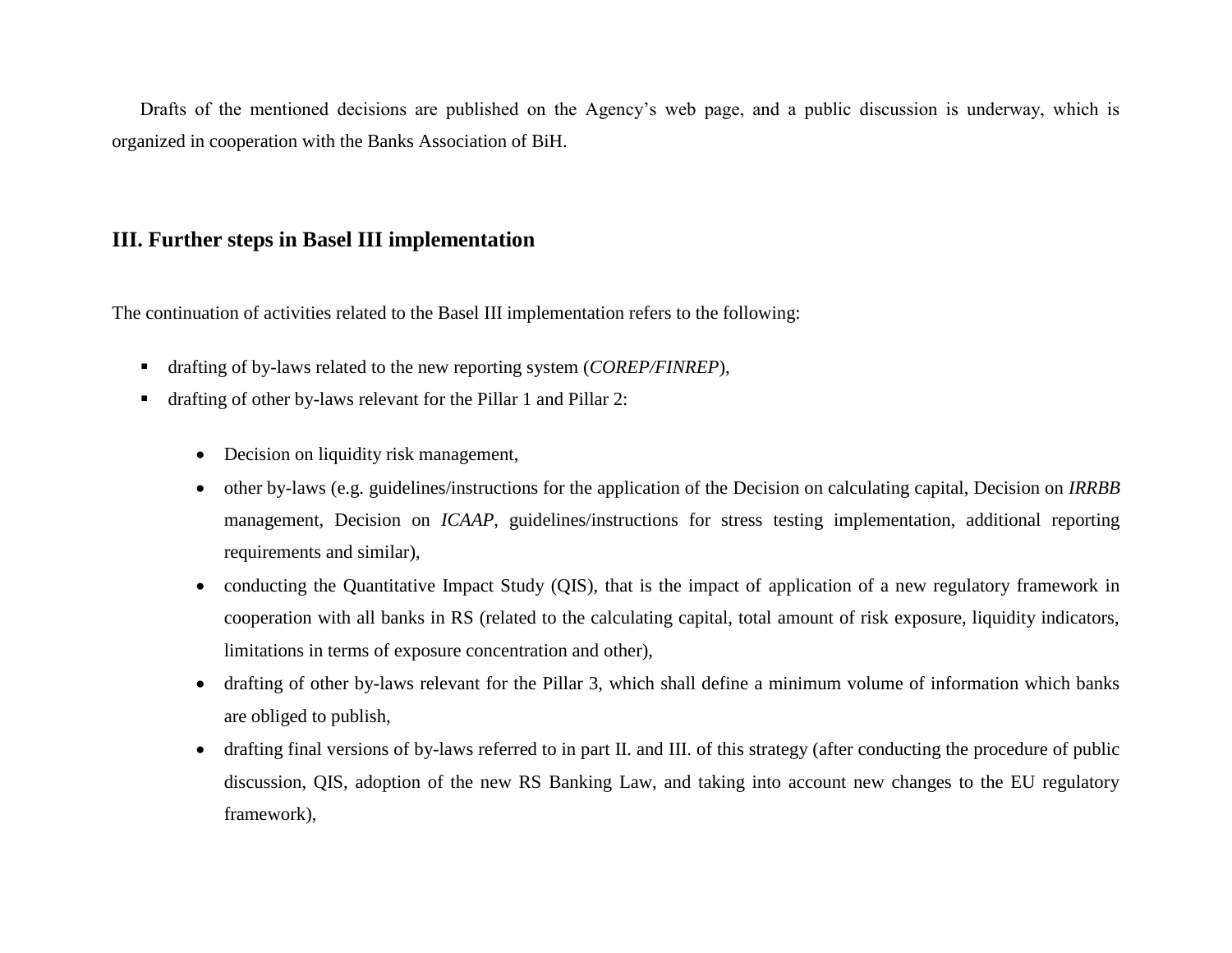Drafts of the mentioned decisions are published on the Agency's web page, and a public discussion is underway, which is organized in cooperation with the Banks Association of BiH.

## III. Further steps in Basel III implementation

The continuation of activities related to the Basel III implementation refers to the following:

- drafting of by-laws related to the new reporting system (*COREP/FINREP*),
- drafting of other by-laws relevant for the Pillar 1 and Pillar 2:
  - Decision on liquidity risk management,
  - other by-laws (e.g. guidelines/instructions for the application of the Decision on calculating capital, Decision on *IRRBB* management, Decision on *ICAAP*, guidelines/instructions for stress testing implementation, additional reporting requirements and similar),
  - conducting the Quantitative Impact Study (QIS), that is the impact of application of a new regulatory framework in cooperation with all banks in RS (related to the calculating capital, total amount of risk exposure, liquidity indicators, limitations in terms of exposure concentration and other),
  - drafting of other by-laws relevant for the Pillar 3, which shall define a minimum volume of information which banks are obliged to publish,
  - drafting final versions of by-laws referred to in part II. and III. of this strategy (after conducting the procedure of public discussion, QIS, adoption of the new RS Banking Law, and taking into account new changes to the EU regulatory framework),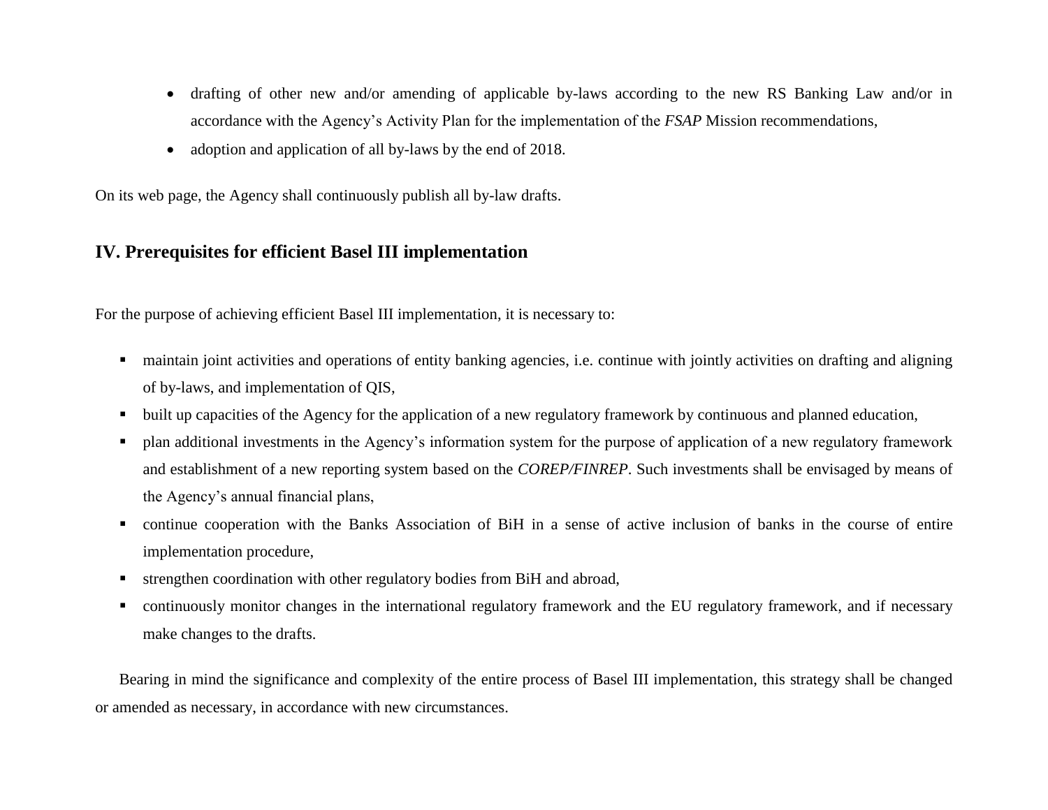- drafting of other new and/or amending of applicable by-laws according to the new RS Banking Law and/or in accordance with the Agency's Activity Plan for the implementation of the *FSAP* Mission recommendations,
- adoption and application of all by-laws by the end of 2018.

On its web page, the Agency shall continuously publish all by-law drafts.

## IV. Prerequisites for efficient Basel III implementation

For the purpose of achieving efficient Basel III implementation, it is necessary to:

- maintain joint activities and operations of entity banking agencies, i.e. continue with jointly activities on drafting and aligning of by-laws, and implementation of QIS,
- built up capacities of the Agency for the application of a new regulatory framework by continuous and planned education,
- plan additional investments in the Agency's information system for the purpose of application of a new regulatory framework and establishment of a new reporting system based on the *COREP/FINREP*. Such investments shall be envisaged by means of the Agency's annual financial plans,
- continue cooperation with the Banks Association of BiH in a sense of active inclusion of banks in the course of entire implementation procedure,
- strengthen coordination with other regulatory bodies from BiH and abroad,
- continuously monitor changes in the international regulatory framework and the EU regulatory framework, and if necessary make changes to the drafts.

Bearing in mind the significance and complexity of the entire process of Basel III implementation, this strategy shall be changed or amended as necessary, in accordance with new circumstances.